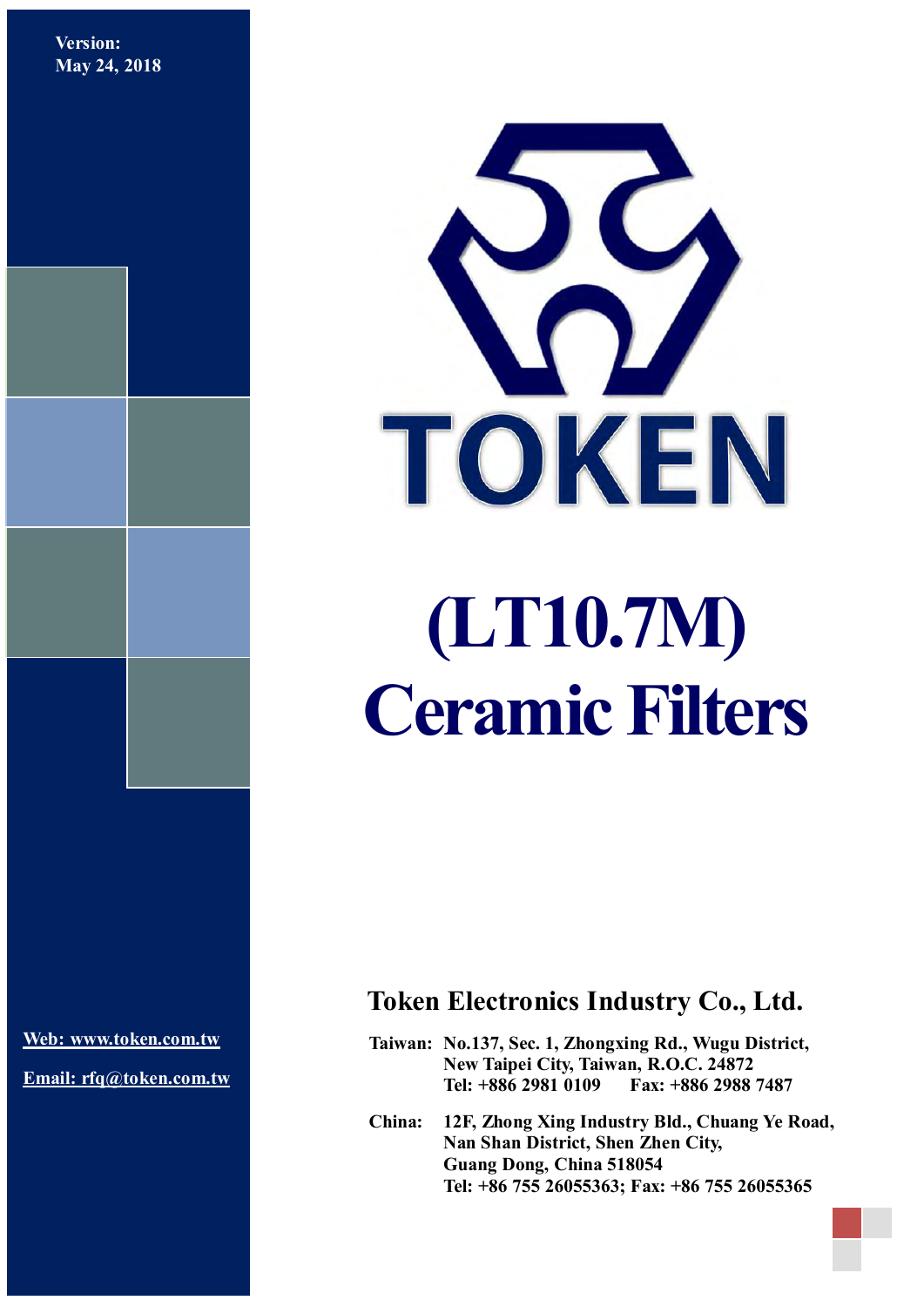Version:
May 24, 2018

TOKEN

# (LT10.7M) Ceramic Filters

## Token Electronics Industry Co., Ltd.

Web: www.token.com.tw

Email: rfq@token.com.tw

**Taiwan:** No.137, Sec. 1, Zhongxing Rd., Wugu District,
New Taipei City, Taiwan, R.O.C. 24872
Tel: +886 2981 0109 Fax: +886 2988 7487

**China:** 12F, Zhong Xing Industry Bld., Chuang Ye Road,
Nan Shan District, Shen Zhen City,
Guang Dong, China 518054
Tel: +86 755 26055363; Fax: +86 755 26055365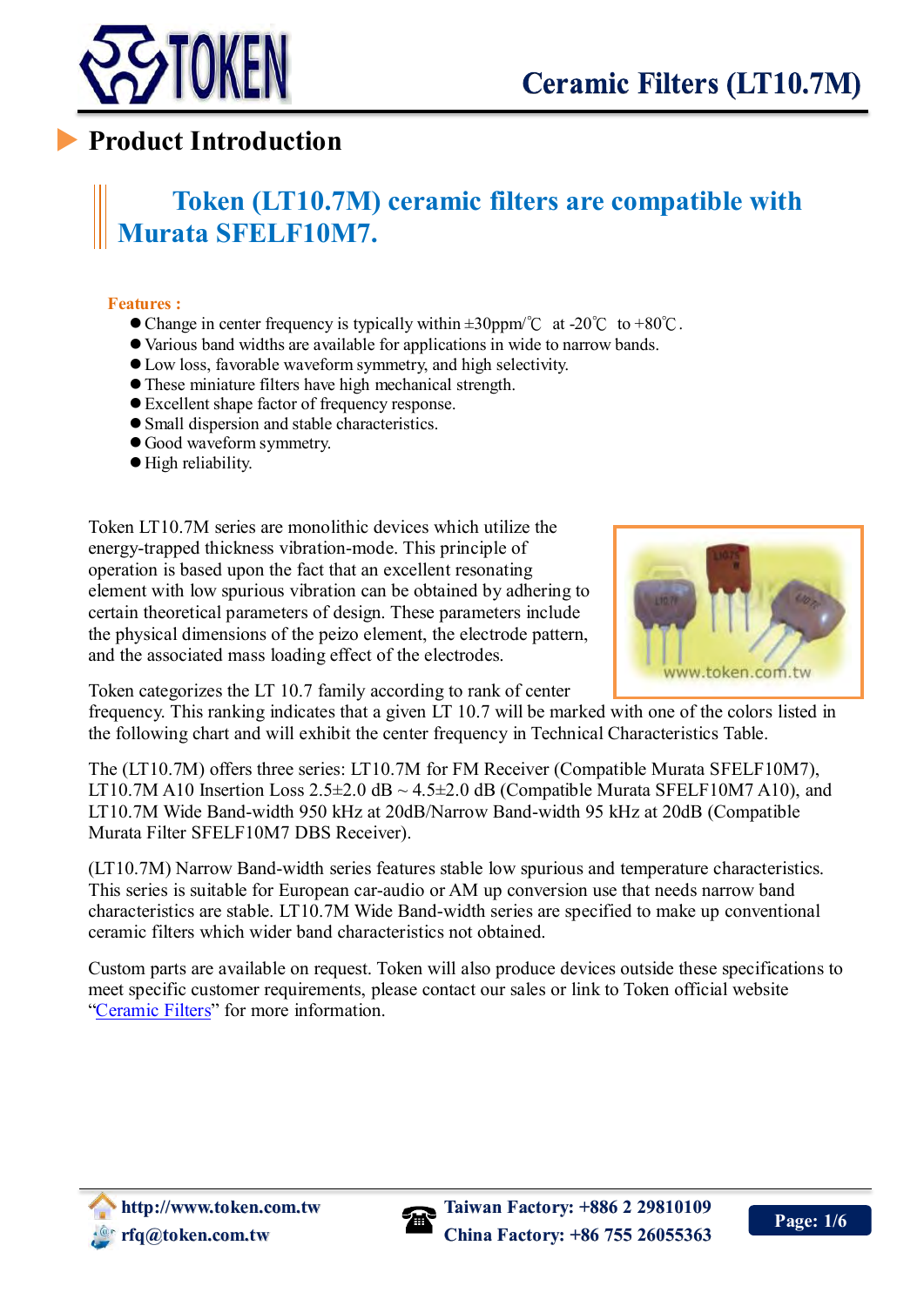# Ceramic Filters (LT10.7M)

## Product Introduction

**Token (LT10.7M) ceramic filters are compatible with Murata SFELF10M7.**

**Features :**

- Change in center frequency is typically within ±30ppm/℃ at -20℃ to +80℃.
- Various band widths are available for applications in wide to narrow bands.
- Low loss, favorable waveform symmetry, and high selectivity.
- These miniature filters have high mechanical strength.
- Excellent shape factor of frequency response.
- Small dispersion and stable characteristics.
- Good waveform symmetry.
- High reliability.

Token LT10.7M series are monolithic devices which utilize the energy-trapped thickness vibration-mode. This principle of operation is based upon the fact that an excellent resonating element with low spurious vibration can be obtained by adhering to certain theoretical parameters of design. These parameters include the physical dimensions of the peizo element, the electrode pattern, and the associated mass loading effect of the electrodes.

Token categorizes the LT 10.7 family according to rank of center frequency. This ranking indicates that a given LT 10.7 will be marked with one of the colors listed in the following chart and will exhibit the center frequency in Technical Characteristics Table.

The (LT10.7M) offers three series: LT10.7M for FM Receiver (Compatible Murata SFELF10M7), LT10.7M A10 Insertion Loss 2.5±2.0 dB ~ 4.5±2.0 dB (Compatible Murata SFELF10M7 A10), and LT10.7M Wide Band-width 950 kHz at 20dB/Narrow Band-width 95 kHz at 20dB (Compatible Murata Filter SFELF10M7 DBS Receiver).

(LT10.7M) Narrow Band-width series features stable low spurious and temperature characteristics. This series is suitable for European car-audio or AM up conversion use that needs narrow band characteristics are stable. LT10.7M Wide Band-width series are specified to make up conventional ceramic filters which wider band characteristics not obtained.

Custom parts are available on request. Token will also produce devices outside these specifications to meet specific customer requirements, please contact our sales or link to Token official website "Ceramic Filters" for more information.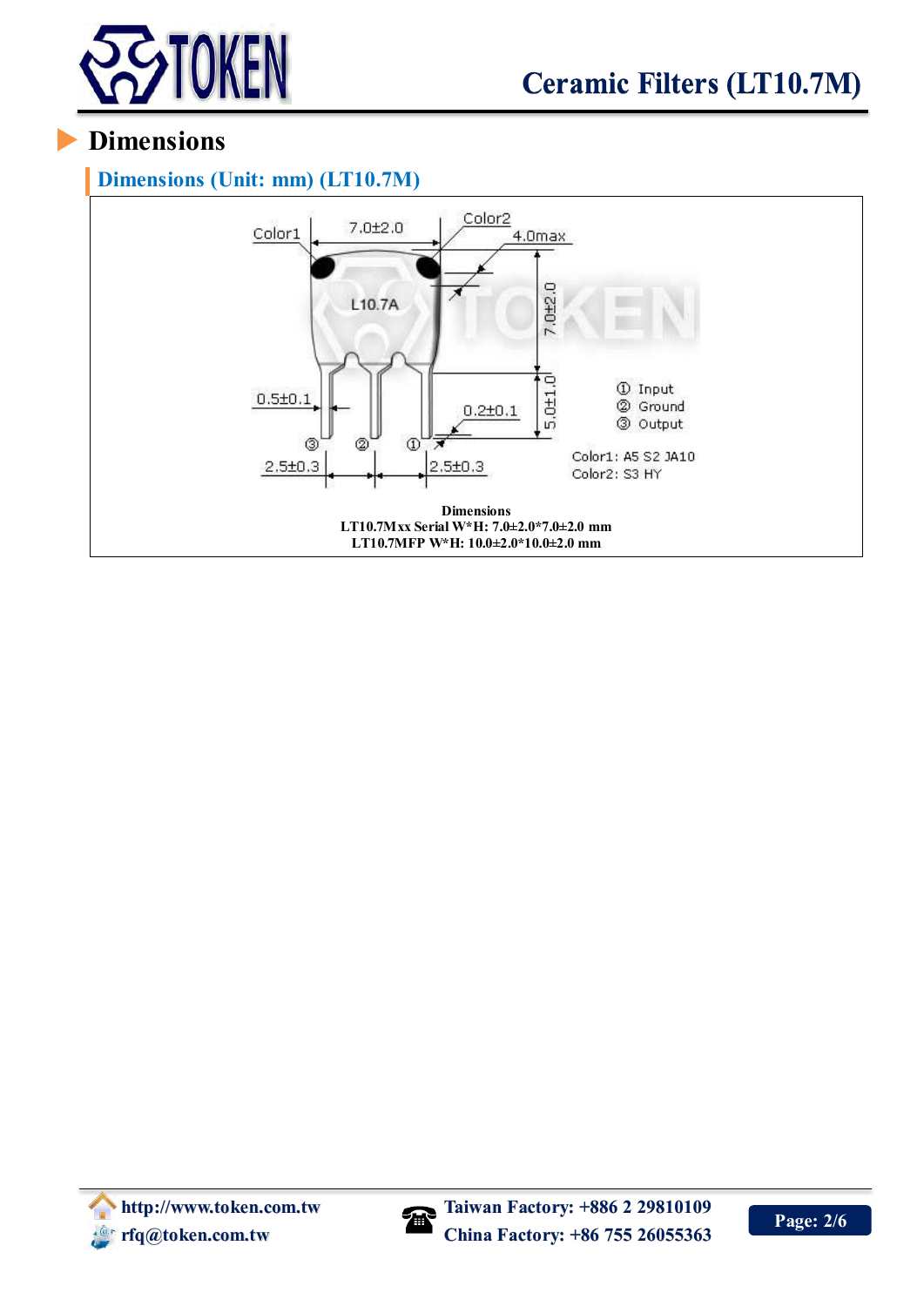## Dimensions

### Dimensions (Unit: mm) (LT10.7M)

Color1 7.0±2.0 Color2 4.0max

L10.7A

7.0±2.0

0.5±0.1 0.2±0.1 5.0±1.0

③ ② ①

2.5±0.3 2.5±0.3

① Input
② Ground
③ Output

Color1: A5 S2 JA10
Color2: S3 HY

**Dimensions**
**LT10.7Mxx Serial W*H: 7.0±2.0*7.0±2.0 mm**
**LT10.7MFP W*H: 10.0±2.0*10.0±2.0 mm**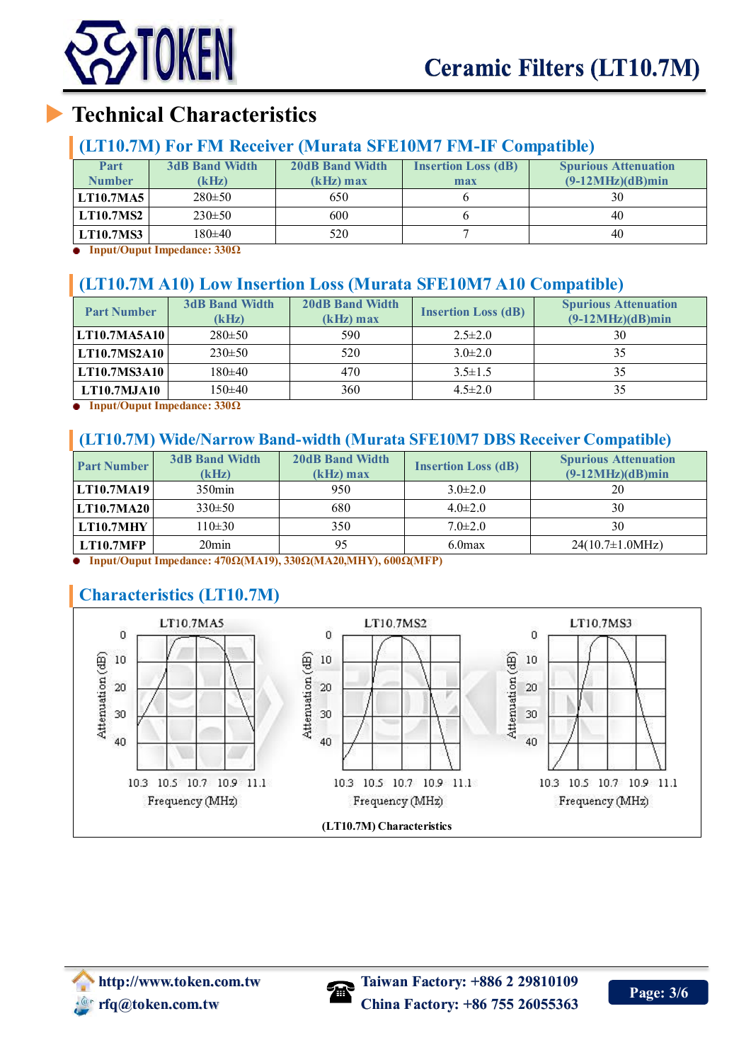# Technical Characteristics

## (LT10.7M) For FM Receiver (Murata SFE10M7 FM-IF Compatible)

| Part Number | 3dB Band Width (kHz) | 20dB Band Width (kHz) max | Insertion Loss (dB) max | Spurious Attenuation (9-12MHz)(dB)min |
|---|---|---|---|---|
| LT10.7MA5 | 280±50 | 650 | 6 | 30 |
| LT10.7MS2 | 230±50 | 600 | 6 | 40 |
| LT10.7MS3 | 180±40 | 520 | 7 | 40 |

- Input/Ouput Impedance: 330Ω

## (LT10.7M A10) Low Insertion Loss (Murata SFE10M7 A10 Compatible)

| Part Number | 3dB Band Width (kHz) | 20dB Band Width (kHz) max | Insertion Loss (dB) | Spurious Attenuation (9-12MHz)(dB)min |
|---|---|---|---|---|
| LT10.7MA5A10 | 280±50 | 590 | 2.5±2.0 | 30 |
| LT10.7MS2A10 | 230±50 | 520 | 3.0±2.0 | 35 |
| LT10.7MS3A10 | 180±40 | 470 | 3.5±1.5 | 35 |
| LT10.7MJA10 | 150±40 | 360 | 4.5±2.0 | 35 |

- Input/Ouput Impedance: 330Ω

## (LT10.7M) Wide/Narrow Band-width (Murata SFE10M7 DBS Receiver Compatible)

| Part Number | 3dB Band Width (kHz) | 20dB Band Width (kHz) max | Insertion Loss (dB) | Spurious Attenuation (9-12MHz)(dB)min |
|---|---|---|---|---|
| LT10.7MA19 | 350min | 950 | 3.0±2.0 | 20 |
| LT10.7MA20 | 330±50 | 680 | 4.0±2.0 | 30 |
| LT10.7MHY | 110±30 | 350 | 7.0±2.0 | 30 |
| LT10.7MFP | 20min | 95 | 6.0max | 24(10.7±1.0MHz) |

- Input/Ouput Impedance: 470Ω(MA19), 330Ω(MA20,MHY), 600Ω(MFP)

## Characteristics (LT10.7M)

LT10.7MA5 | LT10.7MS2 | LT10.7MS3

Attenuation (dB): 0, 10, 20, 30, 40

Frequency (MHz): 10.3, 10.5, 10.7, 10.9, 11.1

(LT10.7M) Characteristics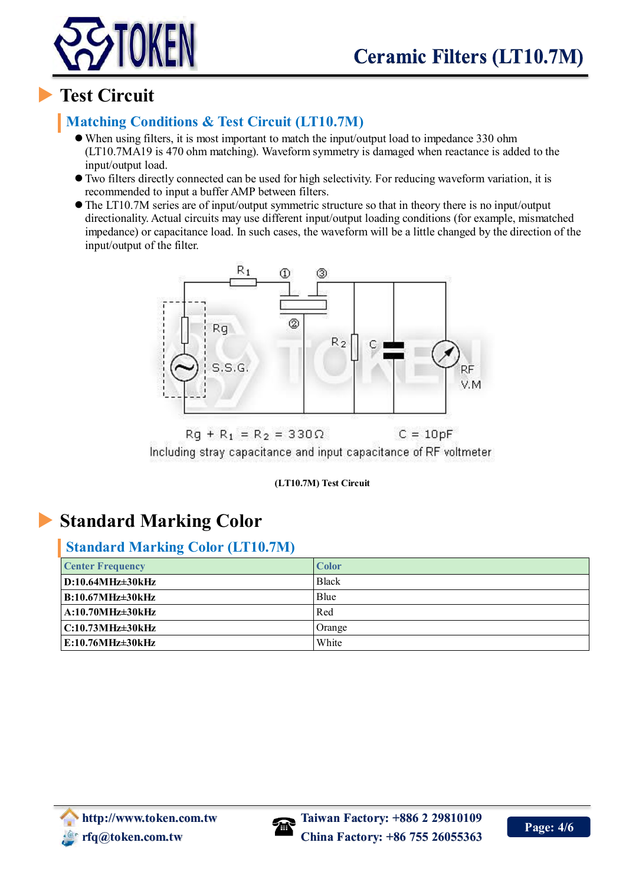# Test Circuit

## Matching Conditions & Test Circuit (LT10.7M)

- When using filters, it is most important to match the input/output load to impedance 330 ohm (LT10.7MA19 is 470 ohm matching). Waveform symmetry is damaged when reactance is added to the input/output load.
- Two filters directly connected can be used for high selectivity. For reducing waveform variation, it is recommended to input a buffer AMP between filters.
- The LT10.7M series are of input/output symmetric structure so that in theory there is no input/output directionality. Actual circuits may use different input/output loading conditions (for example, mismatched impedance) or capacitance load. In such cases, the waveform will be a little changed by the direction of the input/output of the filter.

$Rg + R_1 = R_2 = 330\Omega$ $C = 10pF$

Including stray capacitance and input capacitance of RF voltmeter

**(LT10.7M) Test Circuit**

# Standard Marking Color

## Standard Marking Color (LT10.7M)

| Center Frequency | Color |
|---|---|
| **D:10.64MHz±30kHz** | Black |
| **B:10.67MHz±30kHz** | Blue |
| **A:10.70MHz±30kHz** | Red |
| **C:10.73MHz±30kHz** | Orange |
| **E:10.76MHz±30kHz** | White |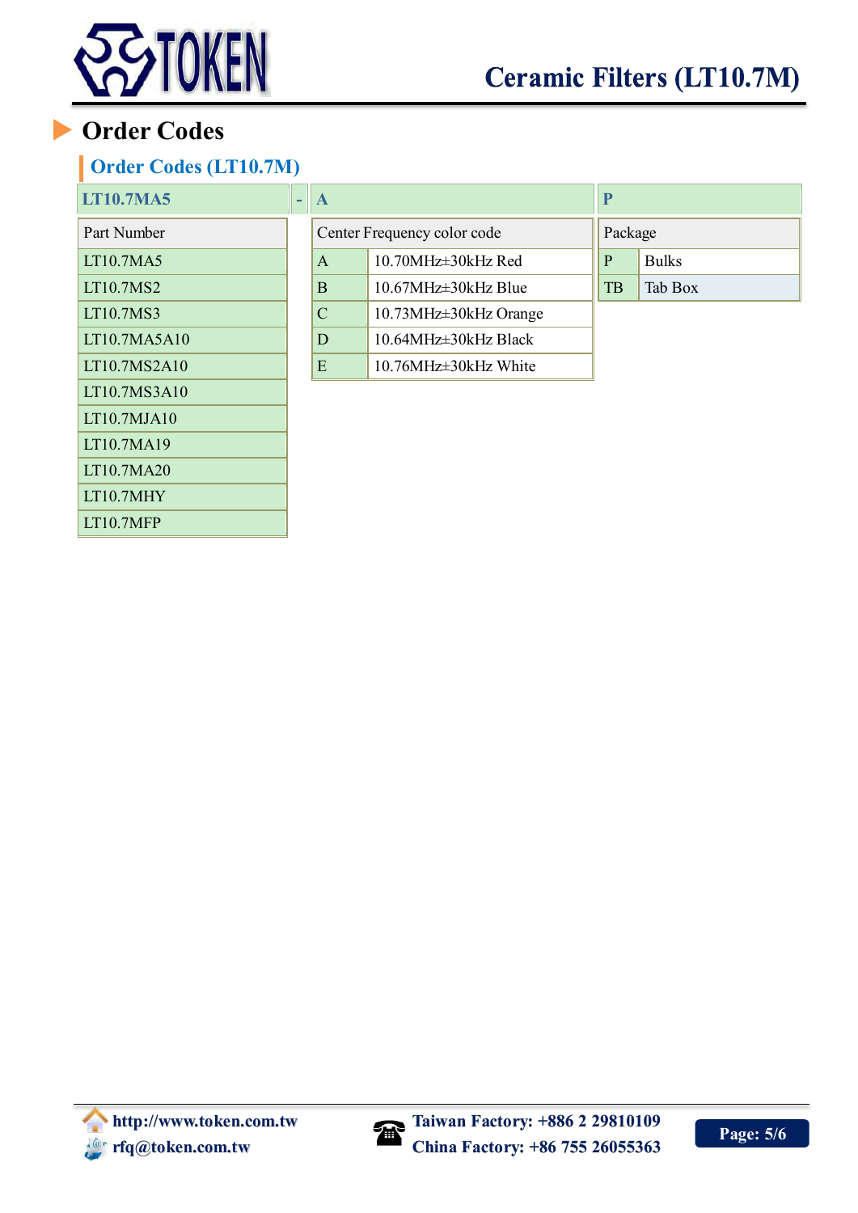# Order Codes

## Order Codes (LT10.7M)

| LT10.7MA5 | - | A | P |
|---|---|---|---|

| Part Number |
|---|
| LT10.7MA5 |
| LT10.7MS2 |
| LT10.7MS3 |
| LT10.7MA5A10 |
| LT10.7MS2A10 |
| LT10.7MS3A10 |
| LT10.7MJA10 |
| LT10.7MA19 |
| LT10.7MA20 |
| LT10.7MHY |
| LT10.7MFP |

| Center Frequency color code | |
|---|---|
| A | 10.70MHz±30kHz Red |
| B | 10.67MHz±30kHz Blue |
| C | 10.73MHz±30kHz Orange |
| D | 10.64MHz±30kHz Black |
| E | 10.76MHz±30kHz White |

| Package | |
|---|---|
| P | Bulks |
| TB | Tab Box |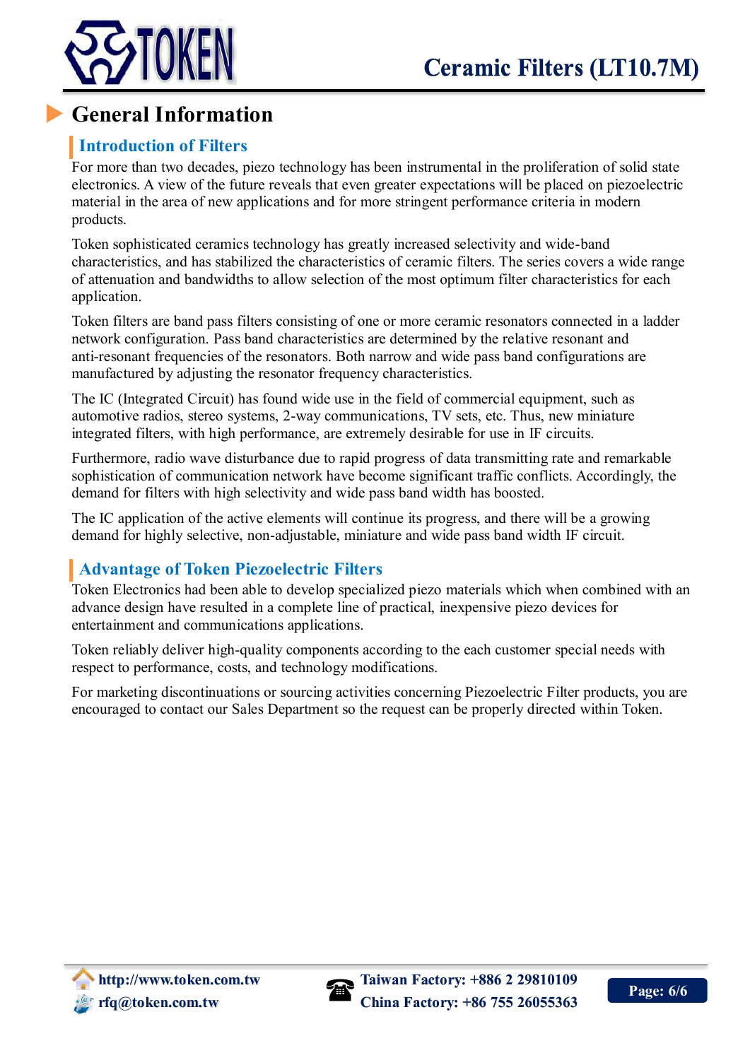# General Information

## Introduction of Filters

For more than two decades, piezo technology has been instrumental in the proliferation of solid state electronics. A view of the future reveals that even greater expectations will be placed on piezoelectric material in the area of new applications and for more stringent performance criteria in modern products.

Token sophisticated ceramics technology has greatly increased selectivity and wide-band characteristics, and has stabilized the characteristics of ceramic filters. The series covers a wide range of attenuation and bandwidths to allow selection of the most optimum filter characteristics for each application.

Token filters are band pass filters consisting of one or more ceramic resonators connected in a ladder network configuration. Pass band characteristics are determined by the relative resonant and anti-resonant frequencies of the resonators. Both narrow and wide pass band configurations are manufactured by adjusting the resonator frequency characteristics.

The IC (Integrated Circuit) has found wide use in the field of commercial equipment, such as automotive radios, stereo systems, 2-way communications, TV sets, etc. Thus, new miniature integrated filters, with high performance, are extremely desirable for use in IF circuits.

Furthermore, radio wave disturbance due to rapid progress of data transmitting rate and remarkable sophistication of communication network have become significant traffic conflicts. Accordingly, the demand for filters with high selectivity and wide pass band width has boosted.

The IC application of the active elements will continue its progress, and there will be a growing demand for highly selective, non-adjustable, miniature and wide pass band width IF circuit.

## Advantage of Token Piezoelectric Filters

Token Electronics had been able to develop specialized piezo materials which when combined with an advance design have resulted in a complete line of practical, inexpensive piezo devices for entertainment and communications applications.

Token reliably deliver high-quality components according to the each customer special needs with respect to performance, costs, and technology modifications.

For marketing discontinuations or sourcing activities concerning Piezoelectric Filter products, you are encouraged to contact our Sales Department so the request can be properly directed within Token.